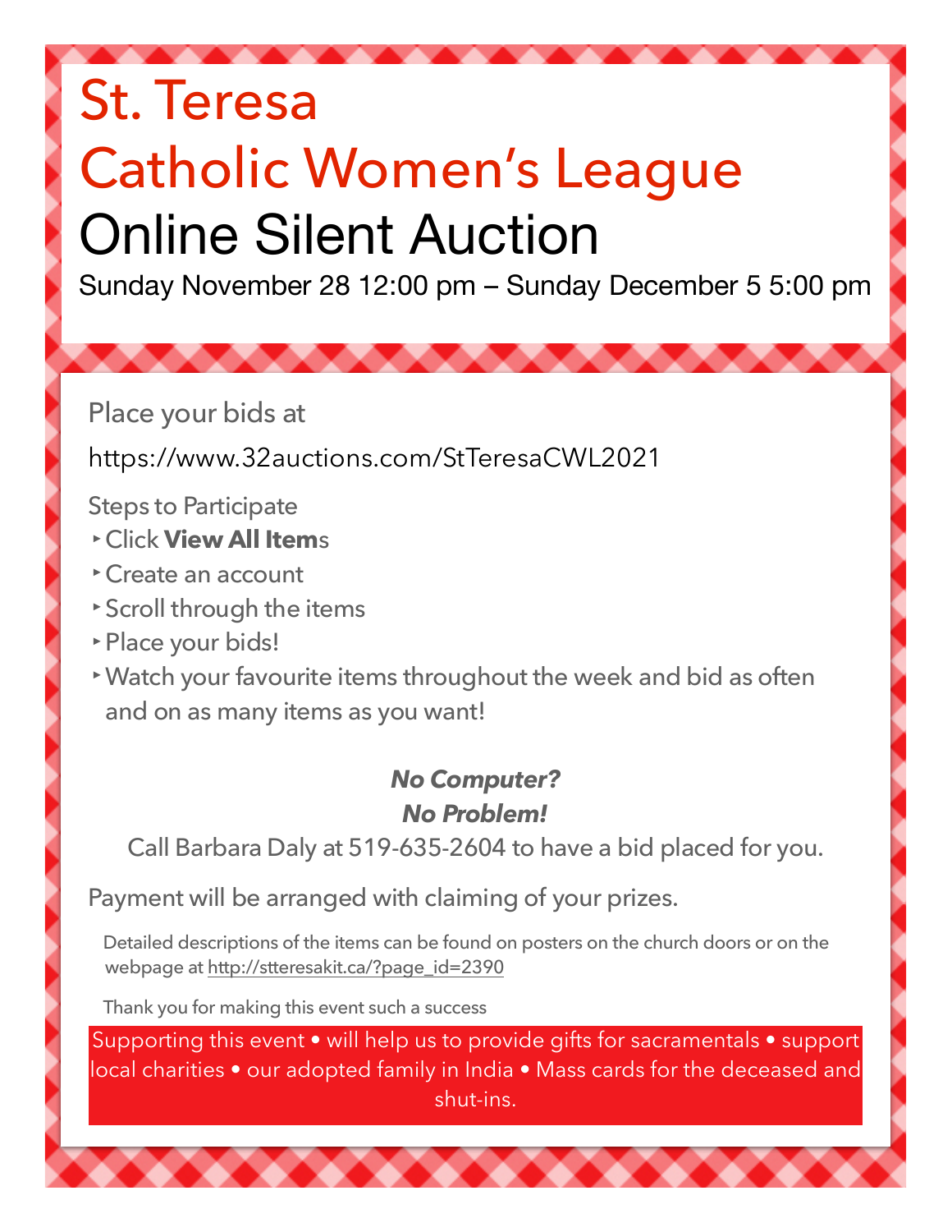# St. Teresa Catholic Women's League

# Online Silent Auction

Sunday November 28 12:00 pm – Sunday December 5 5:00 pm

Place your bids at

https://www.32auctions.com/StTeresaCWL2021

Steps to Participate

- Click **View All Item**s
- Create an account
- Scroll through the items
- Place your bids!
- Watch your favourite items throughout the week and bid as often and on as many items as you want!

***No Computer?***
***No Problem!***

Call Barbara Daly at 519-635-2604 to have a bid placed for you.

Payment will be arranged with claiming of your prizes.

Detailed descriptions of the items can be found on posters on the church doors or on the webpage at http://stteresakit.ca/?page_id=2390

Thank you for making this event such a success

Supporting this event • will help us to provide gifts for sacramentals • support local charities • our adopted family in India • Mass cards for the deceased and shut-ins.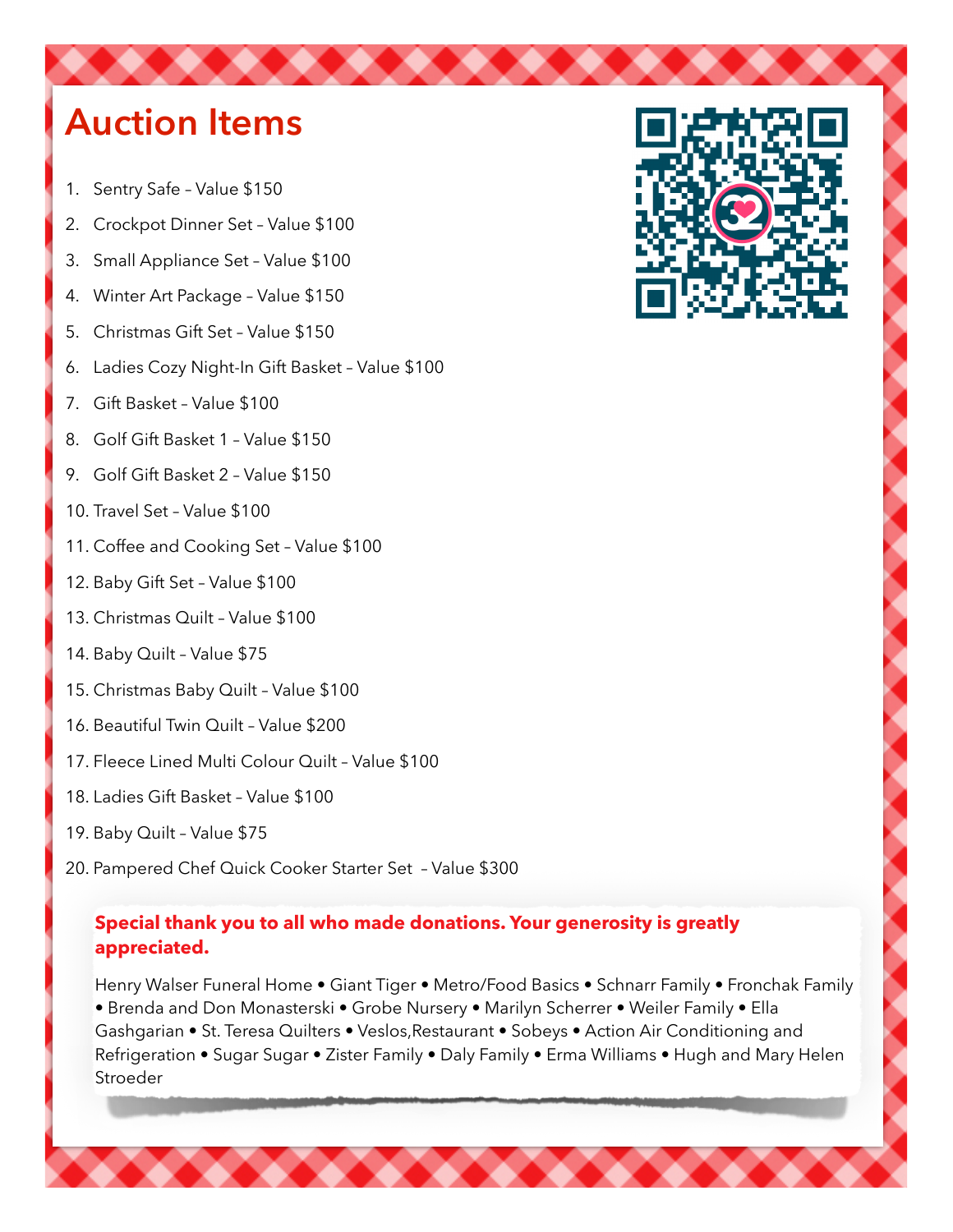## Auction Items

1. Sentry Safe – Value $150
2. Crockpot Dinner Set – Value $100
3. Small Appliance Set – Value $100
4. Winter Art Package – Value $150
5. Christmas Gift Set – Value $150
6. Ladies Cozy Night-In Gift Basket – Value $100
7. Gift Basket – Value $100
8. Golf Gift Basket 1 – Value $150
9. Golf Gift Basket 2 – Value $150
10. Travel Set – Value $100
11. Coffee and Cooking Set – Value $100
12. Baby Gift Set – Value $100
13. Christmas Quilt – Value $100
14. Baby Quilt – Value $75
15. Christmas Baby Quilt – Value $100
16. Beautiful Twin Quilt – Value $200
17. Fleece Lined Multi Colour Quilt – Value $100
18. Ladies Gift Basket – Value $100
19. Baby Quilt – Value $75
20. Pampered Chef Quick Cooker Starter Set – Value $300

**Special thank you to all who made donations. Your generosity is greatly appreciated.**

Henry Walser Funeral Home • Giant Tiger • Metro/Food Basics • Schnarr Family • Fronchak Family • Brenda and Don Monasterski • Grobe Nursery • Marilyn Scherrer • Weiler Family • Ella Gashgarian • St. Teresa Quilters • Veslos,Restaurant • Sobeys • Action Air Conditioning and Refrigeration • Sugar Sugar • Zister Family • Daly Family • Erma Williams • Hugh and Mary Helen Stroeder